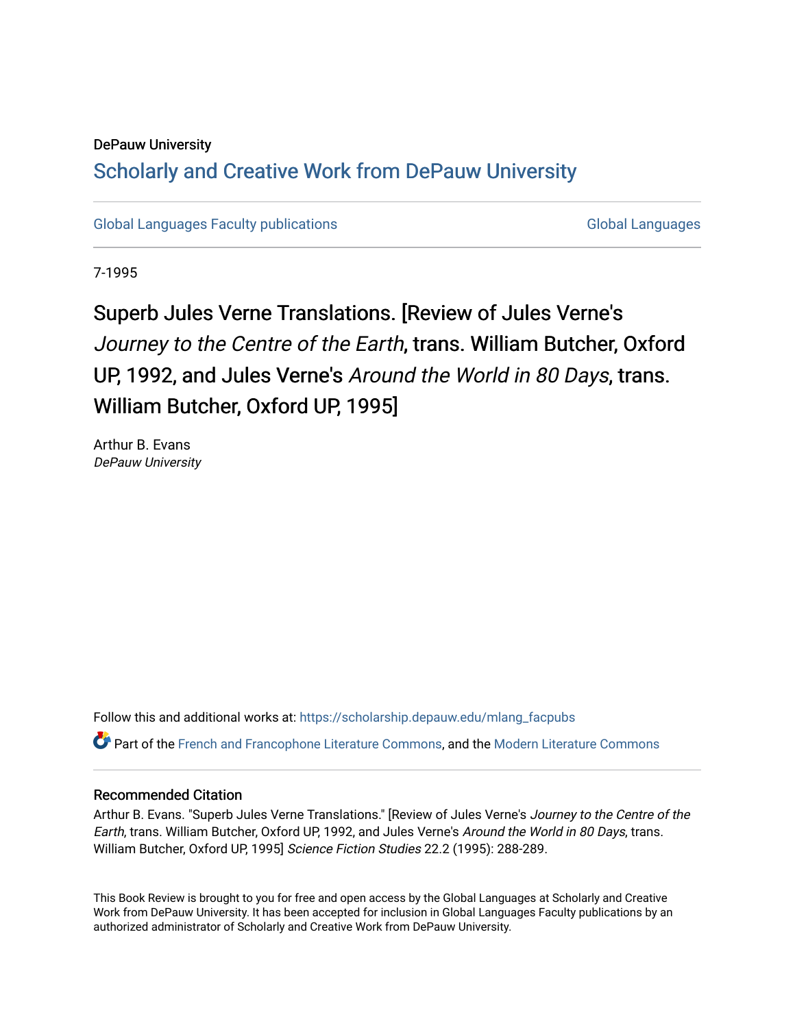DePauw University

## Scholarly and Creative Work from DePauw University

Global Languages Faculty publications — Global Languages

7-1995

# Superb Jules Verne Translations. [Review of Jules Verne's *Journey to the Centre of the Earth*, trans. William Butcher, Oxford UP, 1992, and Jules Verne's *Around the World in 80 Days*, trans. William Butcher, Oxford UP, 1995]

Arthur B. Evans
*DePauw University*

Follow this and additional works at: https://scholarship.depauw.edu/mlang_facpubs

Part of the French and Francophone Literature Commons, and the Modern Literature Commons

### Recommended Citation

Arthur B. Evans. "Superb Jules Verne Translations." [Review of Jules Verne's *Journey to the Centre of the Earth*, trans. William Butcher, Oxford UP, 1992, and Jules Verne's *Around the World in 80 Days*, trans. William Butcher, Oxford UP, 1995] *Science Fiction Studies* 22.2 (1995): 288-289.

This Book Review is brought to you for free and open access by the Global Languages at Scholarly and Creative Work from DePauw University. It has been accepted for inclusion in Global Languages Faculty publications by an authorized administrator of Scholarly and Creative Work from DePauw University.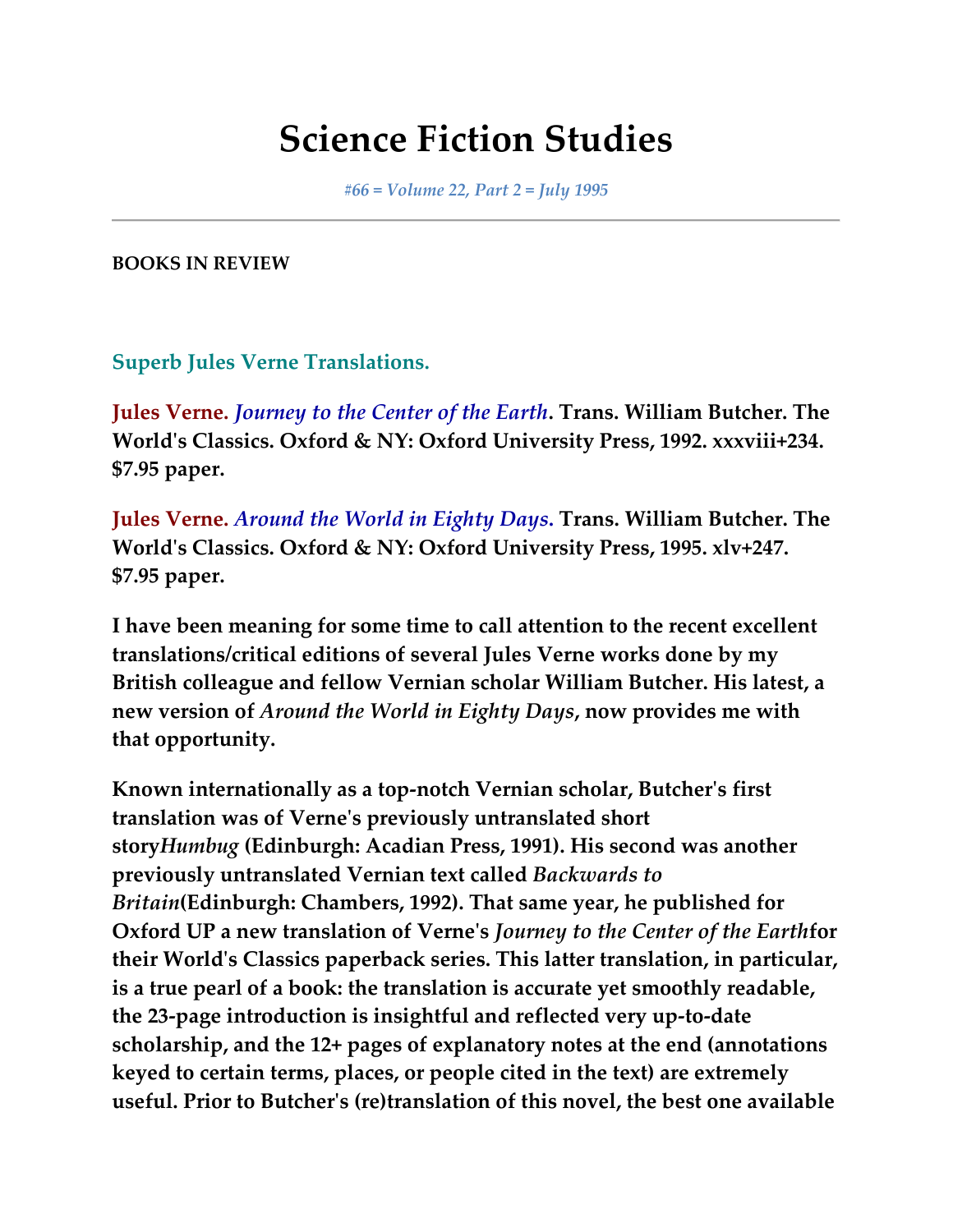# Science Fiction Studies

*#66 = Volume 22, Part 2 = July 1995*

---

**BOOKS IN REVIEW**

## Superb Jules Verne Translations.

**Jules Verne. *Journey to the Center of the Earth*. Trans. William Butcher. The World's Classics. Oxford & NY: Oxford University Press, 1992. xxxviii+234. $7.95 paper.**

**Jules Verne. *Around the World in Eighty Days.* Trans. William Butcher. The World's Classics. Oxford & NY: Oxford University Press, 1995. xlv+247. $7.95 paper.**

**I have been meaning for some time to call attention to the recent excellent translations/critical editions of several Jules Verne works done by my British colleague and fellow Vernian scholar William Butcher. His latest, a new version of *Around the World in Eighty Days*, now provides me with that opportunity.**

**Known internationally as a top-notch Vernian scholar, Butcher's first translation was of Verne's previously untranslated short story*Humbug* (Edinburgh: Acadian Press, 1991). His second was another previously untranslated Vernian text called *Backwards to Britain*(Edinburgh: Chambers, 1992). That same year, he published for Oxford UP a new translation of Verne's *Journey to the Center of the Earth*for their World's Classics paperback series. This latter translation, in particular, is a true pearl of a book: the translation is accurate yet smoothly readable, the 23-page introduction is insightful and reflected very up-to-date scholarship, and the 12+ pages of explanatory notes at the end (annotations keyed to certain terms, places, or people cited in the text) are extremely useful. Prior to Butcher's (re)translation of this novel, the best one available**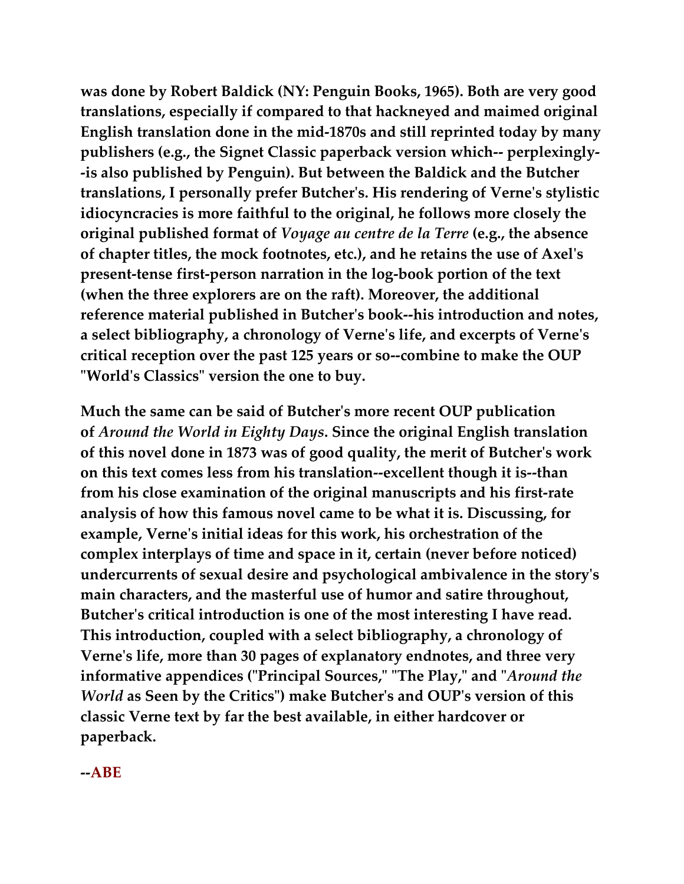**was done by Robert Baldick (NY: Penguin Books, 1965). Both are very good translations, especially if compared to that hackneyed and maimed original English translation done in the mid-1870s and still reprinted today by many publishers (e.g., the Signet Classic paperback version which-- perplexingly--is also published by Penguin). But between the Baldick and the Butcher translations, I personally prefer Butcher's. His rendering of Verne's stylistic idiocyncracies is more faithful to the original, he follows more closely the original published format of *Voyage au centre de la Terre* (e.g., the absence of chapter titles, the mock footnotes, etc.), and he retains the use of Axel's present-tense first-person narration in the log-book portion of the text (when the three explorers are on the raft). Moreover, the additional reference material published in Butcher's book--his introduction and notes, a select bibliography, a chronology of Verne's life, and excerpts of Verne's critical reception over the past 125 years or so--combine to make the OUP "World's Classics" version the one to buy.**

**Much the same can be said of Butcher's more recent OUP publication of *Around the World in Eighty Days*. Since the original English translation of this novel done in 1873 was of good quality, the merit of Butcher's work on this text comes less from his translation--excellent though it is--than from his close examination of the original manuscripts and his first-rate analysis of how this famous novel came to be what it is. Discussing, for example, Verne's initial ideas for this work, his orchestration of the complex interplays of time and space in it, certain (never before noticed) undercurrents of sexual desire and psychological ambivalence in the story's main characters, and the masterful use of humor and satire throughout, Butcher's critical introduction is one of the most interesting I have read. This introduction, coupled with a select bibliography, a chronology of Verne's life, more than 30 pages of explanatory endnotes, and three very informative appendices ("Principal Sources," "The Play," and "*Around the World* as Seen by the Critics") make Butcher's and OUP's version of this classic Verne text by far the best available, in either hardcover or paperback.**

**--ABE**